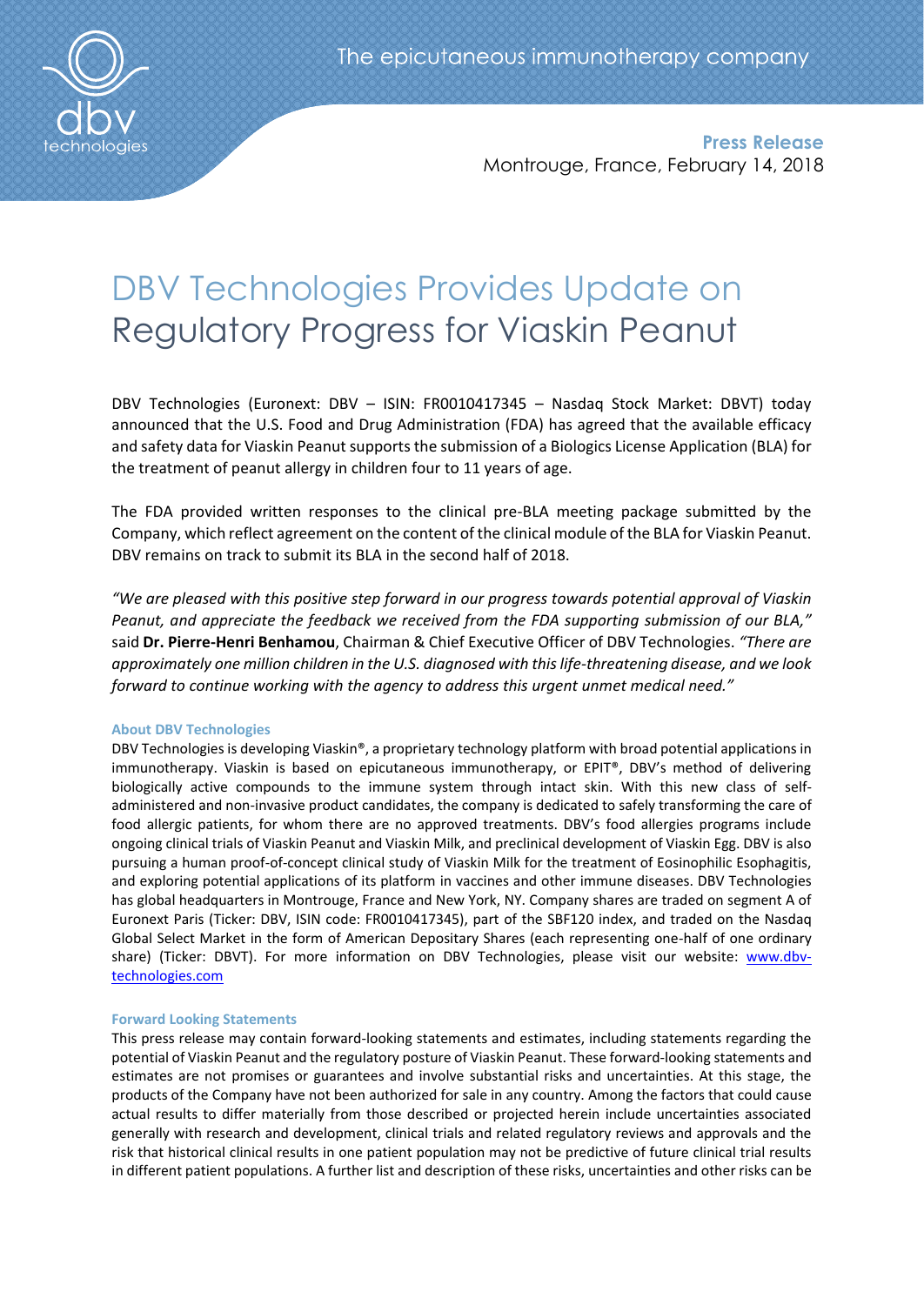The epicutaneous immunotherapy company

**Press Release**
Montrouge, France, February 14, 2018

# DBV Technologies Provides Update on Regulatory Progress for Viaskin Peanut

DBV Technologies (Euronext: DBV – ISIN: FR0010417345 – Nasdaq Stock Market: DBVT) today announced that the U.S. Food and Drug Administration (FDA) has agreed that the available efficacy and safety data for Viaskin Peanut supports the submission of a Biologics License Application (BLA) for the treatment of peanut allergy in children four to 11 years of age.

The FDA provided written responses to the clinical pre-BLA meeting package submitted by the Company, which reflect agreement on the content of the clinical module of the BLA for Viaskin Peanut. DBV remains on track to submit its BLA in the second half of 2018.

*"We are pleased with this positive step forward in our progress towards potential approval of Viaskin Peanut, and appreciate the feedback we received from the FDA supporting submission of our BLA,"* said **Dr. Pierre-Henri Benhamou**, Chairman & Chief Executive Officer of DBV Technologies. *"There are approximately one million children in the U.S. diagnosed with this life-threatening disease, and we look forward to continue working with the agency to address this urgent unmet medical need."*

**About DBV Technologies**

DBV Technologies is developing Viaskin®, a proprietary technology platform with broad potential applications in immunotherapy. Viaskin is based on epicutaneous immunotherapy, or EPIT®, DBV's method of delivering biologically active compounds to the immune system through intact skin. With this new class of self-administered and non-invasive product candidates, the company is dedicated to safely transforming the care of food allergic patients, for whom there are no approved treatments. DBV's food allergies programs include ongoing clinical trials of Viaskin Peanut and Viaskin Milk, and preclinical development of Viaskin Egg. DBV is also pursuing a human proof-of-concept clinical study of Viaskin Milk for the treatment of Eosinophilic Esophagitis, and exploring potential applications of its platform in vaccines and other immune diseases. DBV Technologies has global headquarters in Montrouge, France and New York, NY. Company shares are traded on segment A of Euronext Paris (Ticker: DBV, ISIN code: FR0010417345), part of the SBF120 index, and traded on the Nasdaq Global Select Market in the form of American Depositary Shares (each representing one-half of one ordinary share) (Ticker: DBVT). For more information on DBV Technologies, please visit our website: [www.dbv-technologies.com](http://www.dbv-technologies.com)

**Forward Looking Statements**

This press release may contain forward-looking statements and estimates, including statements regarding the potential of Viaskin Peanut and the regulatory posture of Viaskin Peanut. These forward-looking statements and estimates are not promises or guarantees and involve substantial risks and uncertainties. At this stage, the products of the Company have not been authorized for sale in any country. Among the factors that could cause actual results to differ materially from those described or projected herein include uncertainties associated generally with research and development, clinical trials and related regulatory reviews and approvals and the risk that historical clinical results in one patient population may not be predictive of future clinical trial results in different patient populations. A further list and description of these risks, uncertainties and other risks can be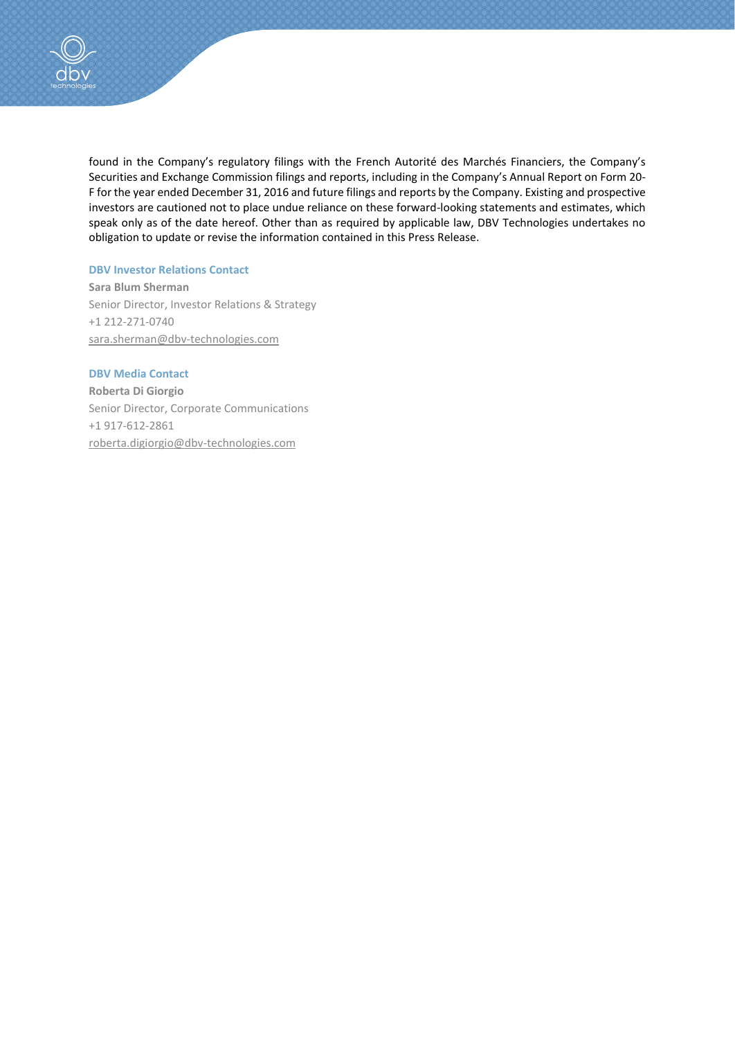found in the Company's regulatory filings with the French Autorité des Marchés Financiers, the Company's Securities and Exchange Commission filings and reports, including in the Company's Annual Report on Form 20-F for the year ended December 31, 2016 and future filings and reports by the Company. Existing and prospective investors are cautioned not to place undue reliance on these forward-looking statements and estimates, which speak only as of the date hereof. Other than as required by applicable law, DBV Technologies undertakes no obligation to update or revise the information contained in this Press Release.

**DBV Investor Relations Contact**

**Sara Blum Sherman**
Senior Director, Investor Relations & Strategy
+1 212-271-0740
sara.sherman@dbv-technologies.com

**DBV Media Contact**

**Roberta Di Giorgio**
Senior Director, Corporate Communications
+1 917-612-2861
roberta.digiorgio@dbv-technologies.com